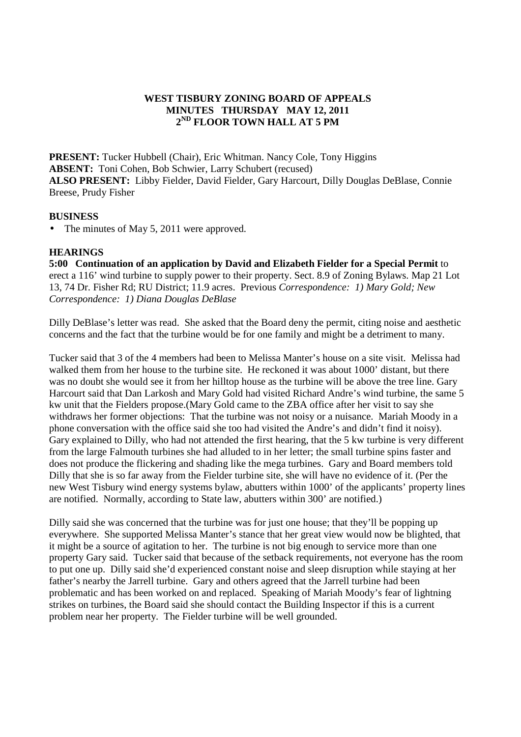**WEST TISBURY ZONING BOARD OF APPEALS**
**MINUTES THURSDAY MAY 12, 2011**
**2ND FLOOR TOWN HALL AT 5 PM**

**PRESENT:** Tucker Hubbell (Chair), Eric Whitman. Nancy Cole, Tony Higgins
**ABSENT:** Toni Cohen, Bob Schwier, Larry Schubert (recused)
**ALSO PRESENT:** Libby Fielder, David Fielder, Gary Harcourt, Dilly Douglas DeBlase, Connie Breese, Prudy Fisher

**BUSINESS**

- The minutes of May 5, 2011 were approved.

**HEARINGS**

**5:00 Continuation of an application by David and Elizabeth Fielder for a Special Permit** to erect a 116' wind turbine to supply power to their property. Sect. 8.9 of Zoning Bylaws. Map 21 Lot 13, 74 Dr. Fisher Rd; RU District; 11.9 acres. Previous *Correspondence: 1) Mary Gold; New Correspondence: 1) Diana Douglas DeBlase*

Dilly DeBlase's letter was read. She asked that the Board deny the permit, citing noise and aesthetic concerns and the fact that the turbine would be for one family and might be a detriment to many.

Tucker said that 3 of the 4 members had been to Melissa Manter's house on a site visit. Melissa had walked them from her house to the turbine site. He reckoned it was about 1000' distant, but there was no doubt she would see it from her hilltop house as the turbine will be above the tree line. Gary Harcourt said that Dan Larkosh and Mary Gold had visited Richard Andre's wind turbine, the same 5 kw unit that the Fielders propose.(Mary Gold came to the ZBA office after her visit to say she withdraws her former objections: That the turbine was not noisy or a nuisance. Mariah Moody in a phone conversation with the office said she too had visited the Andre's and didn't find it noisy). Gary explained to Dilly, who had not attended the first hearing, that the 5 kw turbine is very different from the large Falmouth turbines she had alluded to in her letter; the small turbine spins faster and does not produce the flickering and shading like the mega turbines. Gary and Board members told Dilly that she is so far away from the Fielder turbine site, she will have no evidence of it. (Per the new West Tisbury wind energy systems bylaw, abutters within 1000' of the applicants' property lines are notified. Normally, according to State law, abutters within 300' are notified.)

Dilly said she was concerned that the turbine was for just one house; that they'll be popping up everywhere. She supported Melissa Manter's stance that her great view would now be blighted, that it might be a source of agitation to her. The turbine is not big enough to service more than one property Gary said. Tucker said that because of the setback requirements, not everyone has the room to put one up. Dilly said she'd experienced constant noise and sleep disruption while staying at her father's nearby the Jarrell turbine. Gary and others agreed that the Jarrell turbine had been problematic and has been worked on and replaced. Speaking of Mariah Moody's fear of lightning strikes on turbines, the Board said she should contact the Building Inspector if this is a current problem near her property. The Fielder turbine will be well grounded.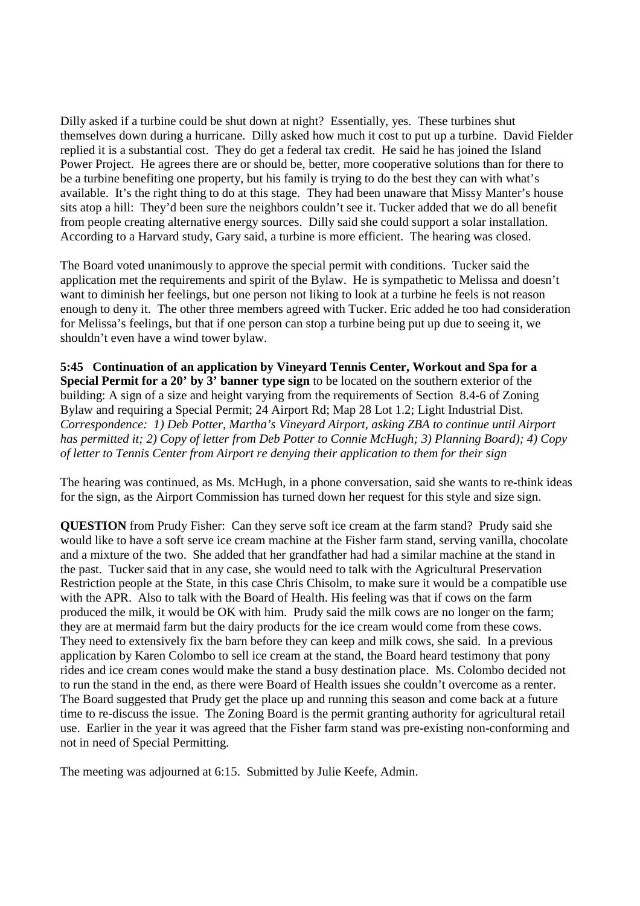Dilly asked if a turbine could be shut down at night? Essentially, yes. These turbines shut themselves down during a hurricane. Dilly asked how much it cost to put up a turbine. David Fielder replied it is a substantial cost. They do get a federal tax credit. He said he has joined the Island Power Project. He agrees there are or should be, better, more cooperative solutions than for there to be a turbine benefiting one property, but his family is trying to do the best they can with what's available. It's the right thing to do at this stage. They had been unaware that Missy Manter's house sits atop a hill: They'd been sure the neighbors couldn't see it. Tucker added that we do all benefit from people creating alternative energy sources. Dilly said she could support a solar installation. According to a Harvard study, Gary said, a turbine is more efficient. The hearing was closed.

The Board voted unanimously to approve the special permit with conditions. Tucker said the application met the requirements and spirit of the Bylaw. He is sympathetic to Melissa and doesn't want to diminish her feelings, but one person not liking to look at a turbine he feels is not reason enough to deny it. The other three members agreed with Tucker. Eric added he too had consideration for Melissa's feelings, but that if one person can stop a turbine being put up due to seeing it, we shouldn't even have a wind tower bylaw.

**5:45 Continuation of an application by Vineyard Tennis Center, Workout and Spa for a Special Permit for a 20' by 3' banner type sign** to be located on the southern exterior of the building: A sign of a size and height varying from the requirements of Section 8.4-6 of Zoning Bylaw and requiring a Special Permit; 24 Airport Rd; Map 28 Lot 1.2; Light Industrial Dist. *Correspondence: 1) Deb Potter, Martha's Vineyard Airport, asking ZBA to continue until Airport has permitted it; 2) Copy of letter from Deb Potter to Connie McHugh; 3) Planning Board); 4) Copy of letter to Tennis Center from Airport re denying their application to them for their sign*

The hearing was continued, as Ms. McHugh, in a phone conversation, said she wants to re-think ideas for the sign, as the Airport Commission has turned down her request for this style and size sign.

**QUESTION** from Prudy Fisher: Can they serve soft ice cream at the farm stand? Prudy said she would like to have a soft serve ice cream machine at the Fisher farm stand, serving vanilla, chocolate and a mixture of the two. She added that her grandfather had had a similar machine at the stand in the past. Tucker said that in any case, she would need to talk with the Agricultural Preservation Restriction people at the State, in this case Chris Chisolm, to make sure it would be a compatible use with the APR. Also to talk with the Board of Health. His feeling was that if cows on the farm produced the milk, it would be OK with him. Prudy said the milk cows are no longer on the farm; they are at mermaid farm but the dairy products for the ice cream would come from these cows. They need to extensively fix the barn before they can keep and milk cows, she said. In a previous application by Karen Colombo to sell ice cream at the stand, the Board heard testimony that pony rides and ice cream cones would make the stand a busy destination place. Ms. Colombo decided not to run the stand in the end, as there were Board of Health issues she couldn't overcome as a renter. The Board suggested that Prudy get the place up and running this season and come back at a future time to re-discuss the issue. The Zoning Board is the permit granting authority for agricultural retail use. Earlier in the year it was agreed that the Fisher farm stand was pre-existing non-conforming and not in need of Special Permitting.

The meeting was adjourned at 6:15. Submitted by Julie Keefe, Admin.